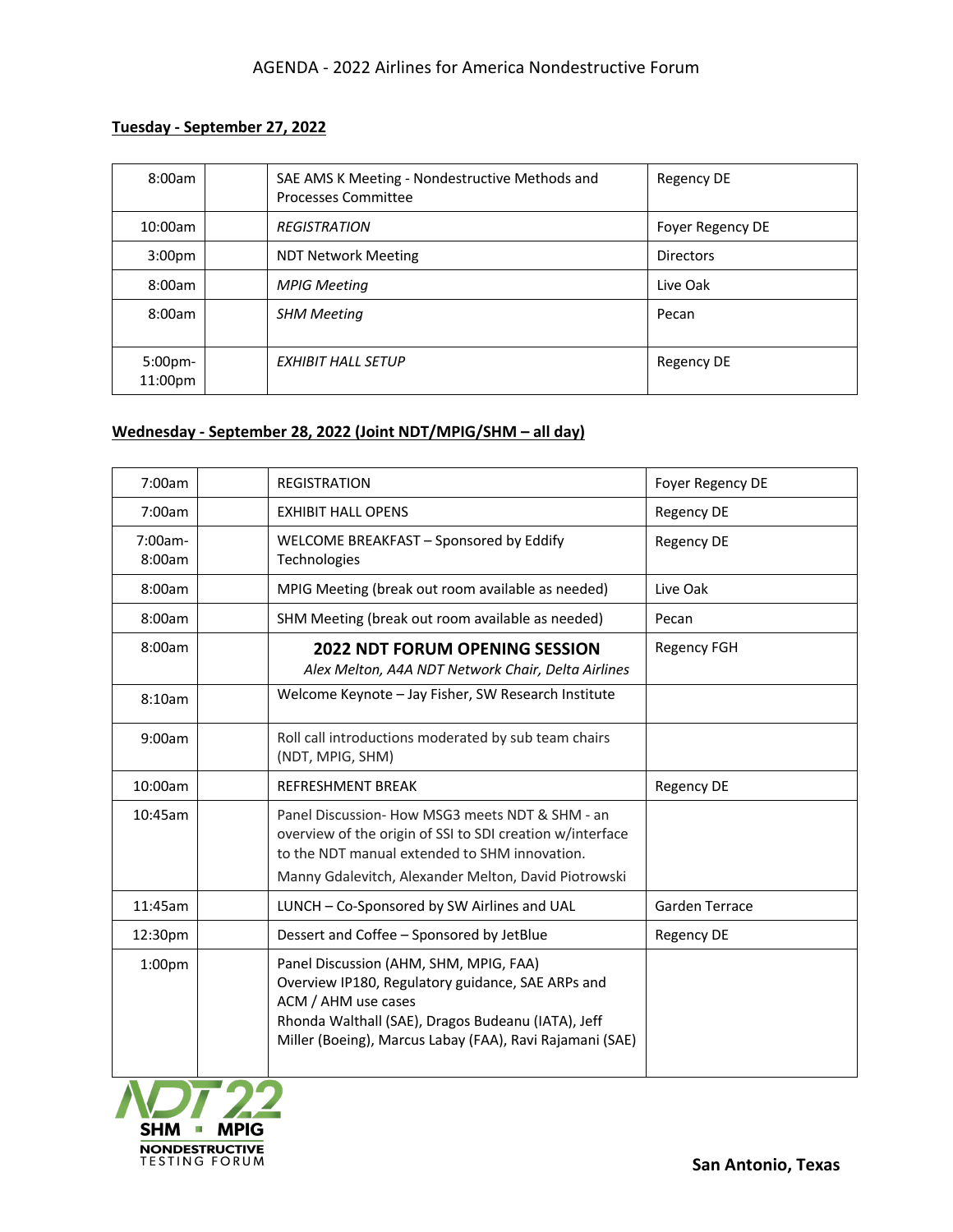# AGENDA - 2022 Airlines for America Nondestructive Forum

## Tuesday - September 27, 2022

| | | | |
|---|---|---|---|
| 8:00am | | SAE AMS K Meeting - Nondestructive Methods and Processes Committee | Regency DE |
| 10:00am | | *REGISTRATION* | Foyer Regency DE |
| 3:00pm | | NDT Network Meeting | Directors |
| 8:00am | | *MPIG Meeting* | Live Oak |
| 8:00am | | *SHM Meeting* | Pecan |
| 5:00pm-11:00pm | | *EXHIBIT HALL SETUP* | Regency DE |

## Wednesday - September 28, 2022 (Joint NDT/MPIG/SHM – all day)

| | | | |
|---|---|---|---|
| 7:00am | | REGISTRATION | Foyer Regency DE |
| 7:00am | | EXHIBIT HALL OPENS | Regency DE |
| 7:00am-8:00am | | WELCOME BREAKFAST – Sponsored by Eddify Technologies | Regency DE |
| 8:00am | | MPIG Meeting (break out room available as needed) | Live Oak |
| 8:00am | | SHM Meeting (break out room available as needed) | Pecan |
| 8:00am | | **2022 NDT FORUM OPENING SESSION** *Alex Melton, A4A NDT Network Chair, Delta Airlines* | Regency FGH |
| 8:10am | | Welcome Keynote – Jay Fisher, SW Research Institute | |
| 9:00am | | Roll call introductions moderated by sub team chairs (NDT, MPIG, SHM) | |
| 10:00am | | REFRESHMENT BREAK | Regency DE |
| 10:45am | | Panel Discussion- How MSG3 meets NDT & SHM - an overview of the origin of SSI to SDI creation w/interface to the NDT manual extended to SHM innovation. Manny Gdalevitch, Alexander Melton, David Piotrowski | |
| 11:45am | | LUNCH – Co-Sponsored by SW Airlines and UAL | Garden Terrace |
| 12:30pm | | Dessert and Coffee – Sponsored by JetBlue | Regency DE |
| 1:00pm | | Panel Discussion (AHM, SHM, MPIG, FAA) Overview IP180, Regulatory guidance, SAE ARPs and ACM / AHM use cases Rhonda Walthall (SAE), Dragos Budeanu (IATA), Jeff Miller (Boeing), Marcus Labay (FAA), Ravi Rajamani (SAE) | |

NDT22 SHM ▪ MPIG NONDESTRUCTIVE TESTING FORUM

**San Antonio, Texas**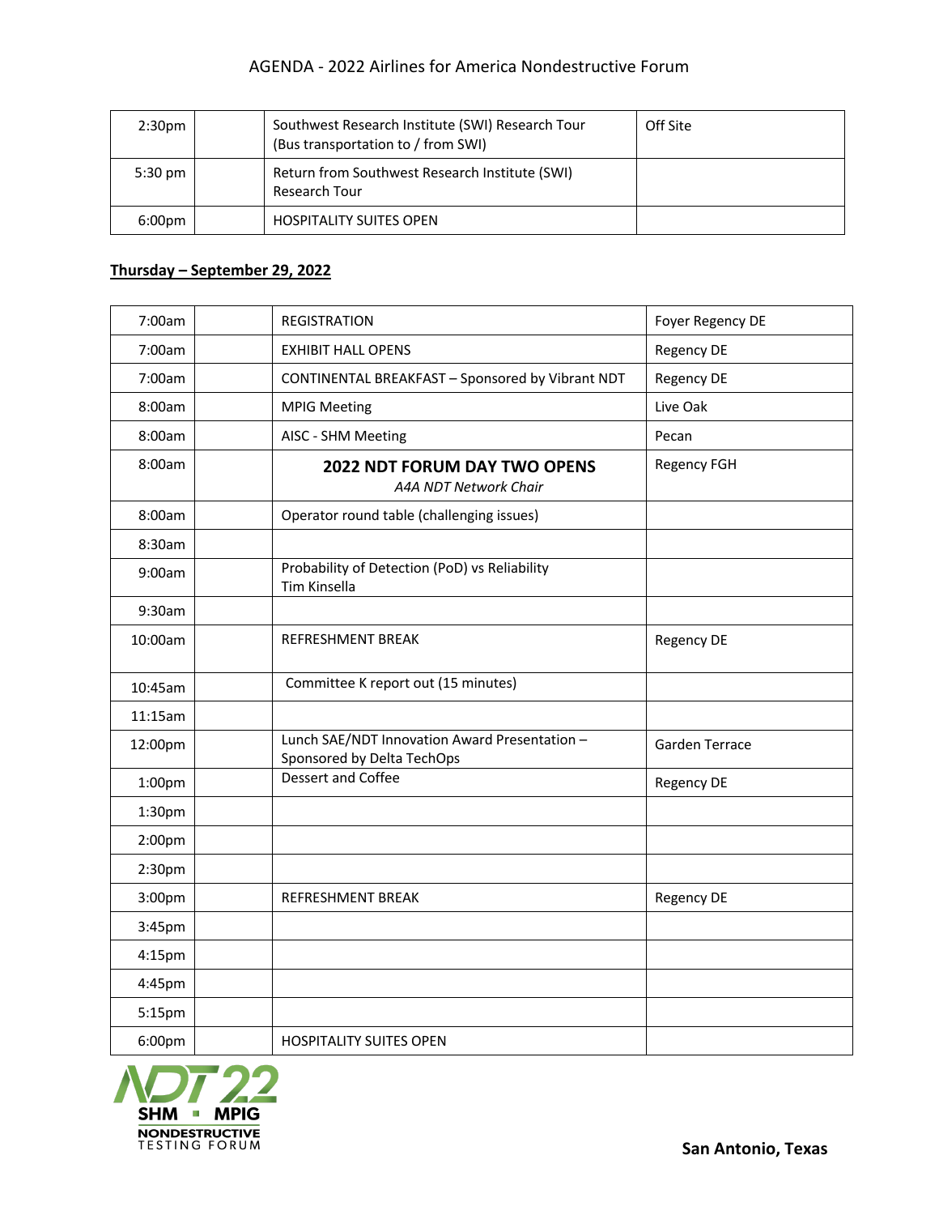| | | | |
|---|---|---|---|
| 2:30pm | | Southwest Research Institute (SWI) Research Tour (Bus transportation to / from SWI) | Off Site |
| 5:30 pm | | Return from Southwest Research Institute (SWI) Research Tour | |
| 6:00pm | | HOSPITALITY SUITES OPEN | |

**Thursday – September 29, 2022**

| | | | |
|---|---|---|---|
| 7:00am | | REGISTRATION | Foyer Regency DE |
| 7:00am | | EXHIBIT HALL OPENS | Regency DE |
| 7:00am | | CONTINENTAL BREAKFAST – Sponsored by Vibrant NDT | Regency DE |
| 8:00am | | MPIG Meeting | Live Oak |
| 8:00am | | AISC - SHM Meeting | Pecan |
| 8:00am | | **2022 NDT FORUM DAY TWO OPENS** *A4A NDT Network Chair* | Regency FGH |
| 8:00am | | Operator round table (challenging issues) | |
| 8:30am | | | |
| 9:00am | | Probability of Detection (PoD) vs Reliability Tim Kinsella | |
| 9:30am | | | |
| 10:00am | | REFRESHMENT BREAK | Regency DE |
| 10:45am | | Committee K report out (15 minutes) | |
| 11:15am | | | |
| 12:00pm | | Lunch SAE/NDT Innovation Award Presentation – Sponsored by Delta TechOps | Garden Terrace |
| 1:00pm | | Dessert and Coffee | Regency DE |
| 1:30pm | | | |
| 2:00pm | | | |
| 2:30pm | | | |
| 3:00pm | | REFRESHMENT BREAK | Regency DE |
| 3:45pm | | | |
| 4:15pm | | | |
| 4:45pm | | | |
| 5:15pm | | | |
| 6:00pm | | HOSPITALITY SUITES OPEN | |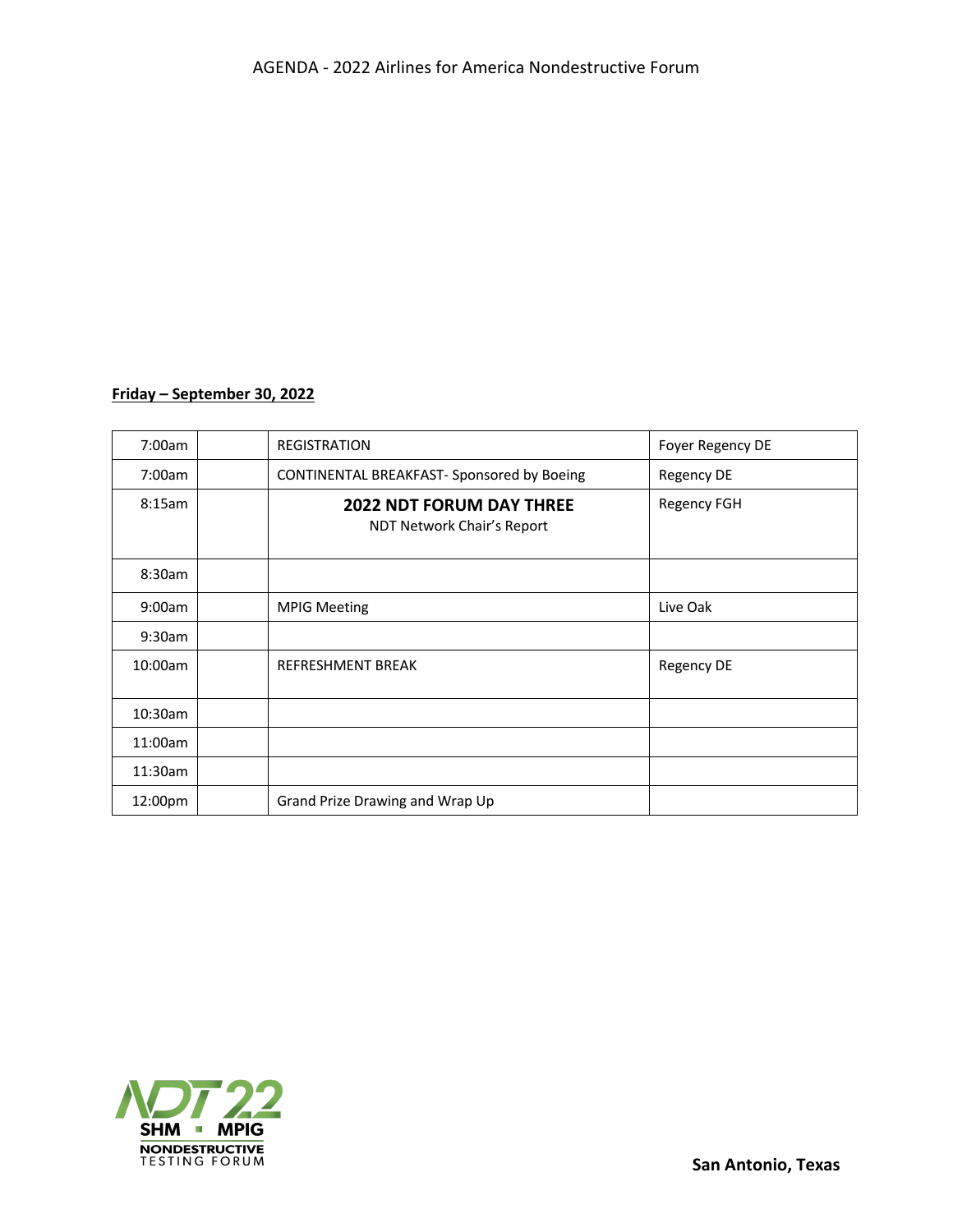**Friday – September 30, 2022**

| | | | |
|---|---|---|---|
| 7:00am | | REGISTRATION | Foyer Regency DE |
| 7:00am | | CONTINENTAL BREAKFAST- Sponsored by Boeing | Regency DE |
| 8:15am | | **2022 NDT FORUM DAY THREE**<br>NDT Network Chair's Report | Regency FGH |
| 8:30am | | | |
| 9:00am | | MPIG Meeting | Live Oak |
| 9:30am | | | |
| 10:00am | | REFRESHMENT BREAK | Regency DE |
| 10:30am | | | |
| 11:00am | | | |
| 11:30am | | | |
| 12:00pm | | Grand Prize Drawing and Wrap Up | |

NDT 22
SHM ▪ MPIG
NONDESTRUCTIVE TESTING FORUM

**San Antonio, Texas**